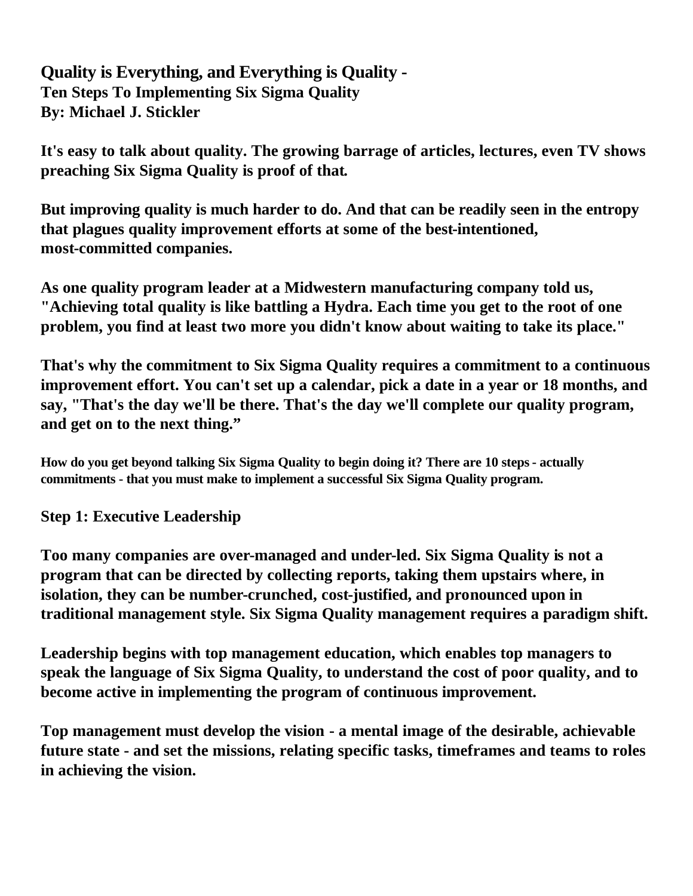# Quality is Everything, and Everything is Quality -

**Ten Steps To Implementing Six Sigma Quality**

**By: Michael J. Stickler**

**It's easy to talk about quality. The growing barrage of articles, lectures, even TV shows preaching Six Sigma Quality is proof of that.**

**But improving quality is much harder to do. And that can be readily seen in the entropy that plagues quality improvement efforts at some of the best-intentioned, most-committed companies.**

**As one quality program leader at a Midwestern manufacturing company told us, "Achieving total quality is like battling a Hydra. Each time you get to the root of one problem, you find at least two more you didn't know about waiting to take its place."**

**That's why the commitment to Six Sigma Quality requires a commitment to a continuous improvement effort. You can't set up a calendar, pick a date in a year or 18 months, and say, "That's the day we'll be there. That's the day we'll complete our quality program, and get on to the next thing."**

**How do you get beyond talking Six Sigma Quality to begin doing it? There are 10 steps - actually commitments - that you must make to implement a successful Six Sigma Quality program.**

## Step 1: Executive Leadership

**Too many companies are over-managed and under-led. Six Sigma Quality is not a program that can be directed by collecting reports, taking them upstairs where, in isolation, they can be number-crunched, cost-justified, and pronounced upon in traditional management style. Six Sigma Quality management requires a paradigm shift.**

**Leadership begins with top management education, which enables top managers to speak the language of Six Sigma Quality, to understand the cost of poor quality, and to become active in implementing the program of continuous improvement.**

**Top management must develop the vision - a mental image of the desirable, achievable future state - and set the missions, relating specific tasks, timeframes and teams to roles in achieving the vision.**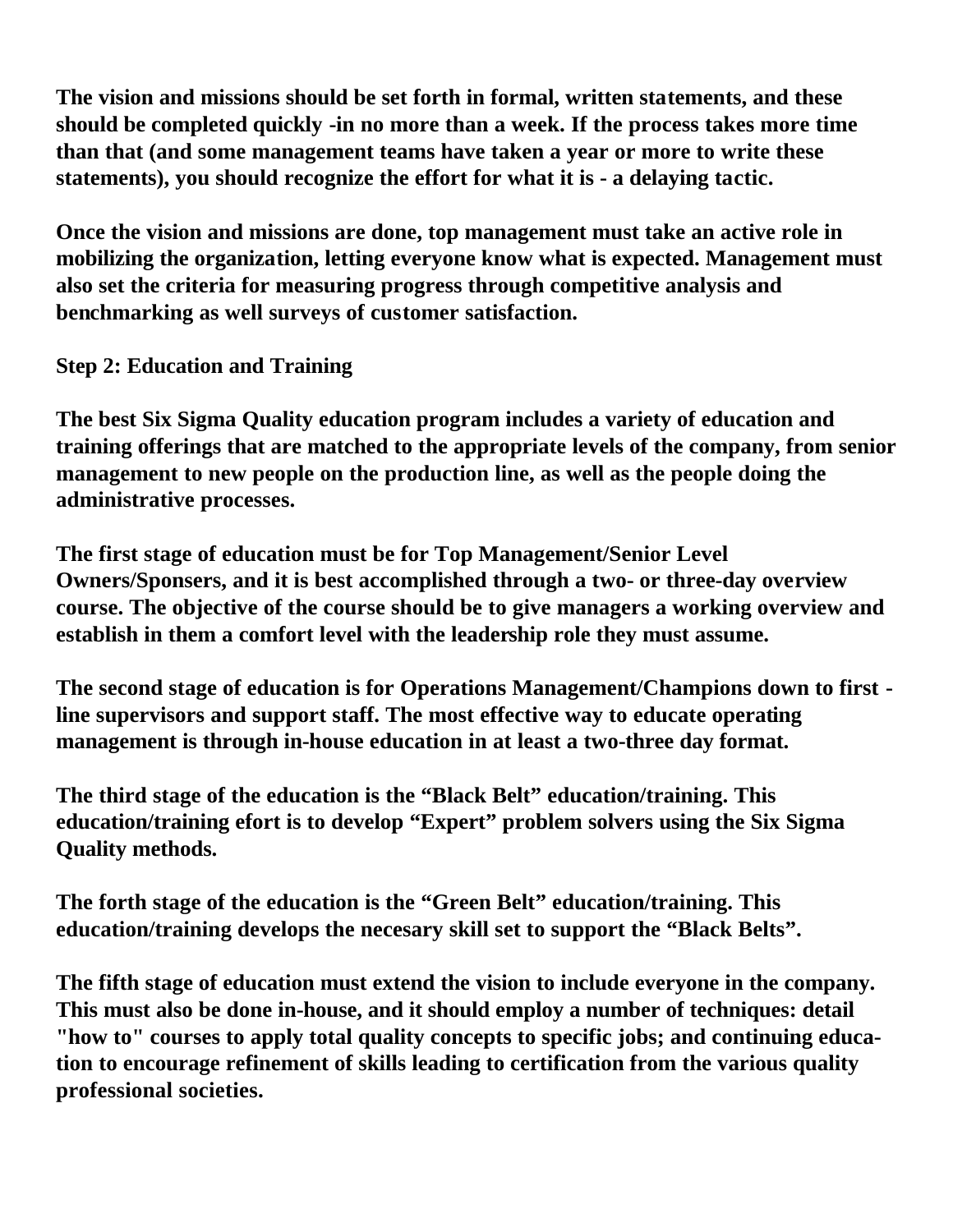**The vision and missions should be set forth in formal, written statements, and these should be completed quickly -in no more than a week. If the process takes more time than that (and some management teams have taken a year or more to write these statements), you should recognize the effort for what it is - a delaying tactic.**

**Once the vision and missions are done, top management must take an active role in mobilizing the organization, letting everyone know what is expected. Management must also set the criteria for measuring progress through competitive analysis and benchmarking as well surveys of customer satisfaction.**

## Step 2: Education and Training

**The best Six Sigma Quality education program includes a variety of education and training offerings that are matched to the appropriate levels of the company, from senior management to new people on the production line, as well as the people doing the administrative processes.**

**The first stage of education must be for Top Management/Senior Level Owners/Sponsers, and it is best accomplished through a two- or three-day overview course. The objective of the course should be to give managers a working overview and establish in them a comfort level with the leadership role they must assume.**

**The second stage of education is for Operations Management/Champions down to first - line supervisors and support staff. The most effective way to educate operating management is through in-house education in at least a two-three day format.**

**The third stage of the education is the "Black Belt" education/training. This education/training efort is to develop "Expert" problem solvers using the Six Sigma Quality methods.**

**The forth stage of the education is the "Green Belt" education/training. This education/training develops the necesary skill set to support the "Black Belts".**

**The fifth stage of education must extend the vision to include everyone in the company. This must also be done in-house, and it should employ a number of techniques: detail "how to" courses to apply total quality concepts to specific jobs; and continuing education to encourage refinement of skills leading to certification from the various quality professional societies.**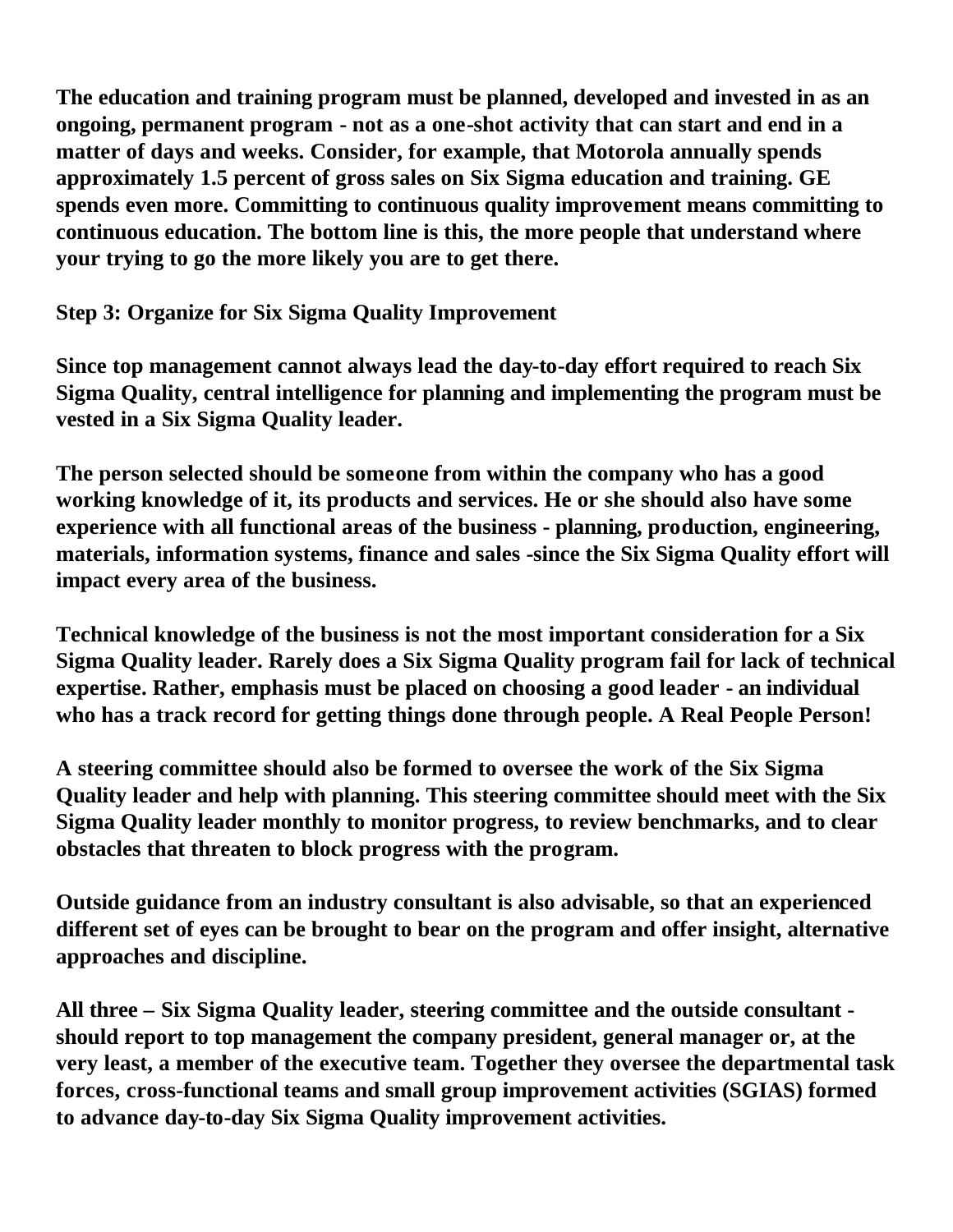**The education and training program must be planned, developed and invested in as an ongoing, permanent program - not as a one-shot activity that can start and end in a matter of days and weeks. Consider, for example, that Motorola annually spends approximately 1.5 percent of gross sales on Six Sigma education and training. GE spends even more. Committing to continuous quality improvement means committing to continuous education. The bottom line is this, the more people that understand where your trying to go the more likely you are to get there.**

**Step 3: Organize for Six Sigma Quality Improvement**

**Since top management cannot always lead the day-to-day effort required to reach Six Sigma Quality, central intelligence for planning and implementing the program must be vested in a Six Sigma Quality leader.**

**The person selected should be someone from within the company who has a good working knowledge of it, its products and services. He or she should also have some experience with all functional areas of the business - planning, production, engineering, materials, information systems, finance and sales -since the Six Sigma Quality effort will impact every area of the business.**

**Technical knowledge of the business is not the most important consideration for a Six Sigma Quality leader. Rarely does a Six Sigma Quality program fail for lack of technical expertise. Rather, emphasis must be placed on choosing a good leader - an individual who has a track record for getting things done through people. A Real People Person!**

**A steering committee should also be formed to oversee the work of the Six Sigma Quality leader and help with planning. This steering committee should meet with the Six Sigma Quality leader monthly to monitor progress, to review benchmarks, and to clear obstacles that threaten to block progress with the program.**

**Outside guidance from an industry consultant is also advisable, so that an experienced different set of eyes can be brought to bear on the program and offer insight, alternative approaches and discipline.**

**All three – Six Sigma Quality leader, steering committee and the outside consultant - should report to top management the company president, general manager or, at the very least, a member of the executive team. Together they oversee the departmental task forces, cross-functional teams and small group improvement activities (SGIAS) formed to advance day-to-day Six Sigma Quality improvement activities.**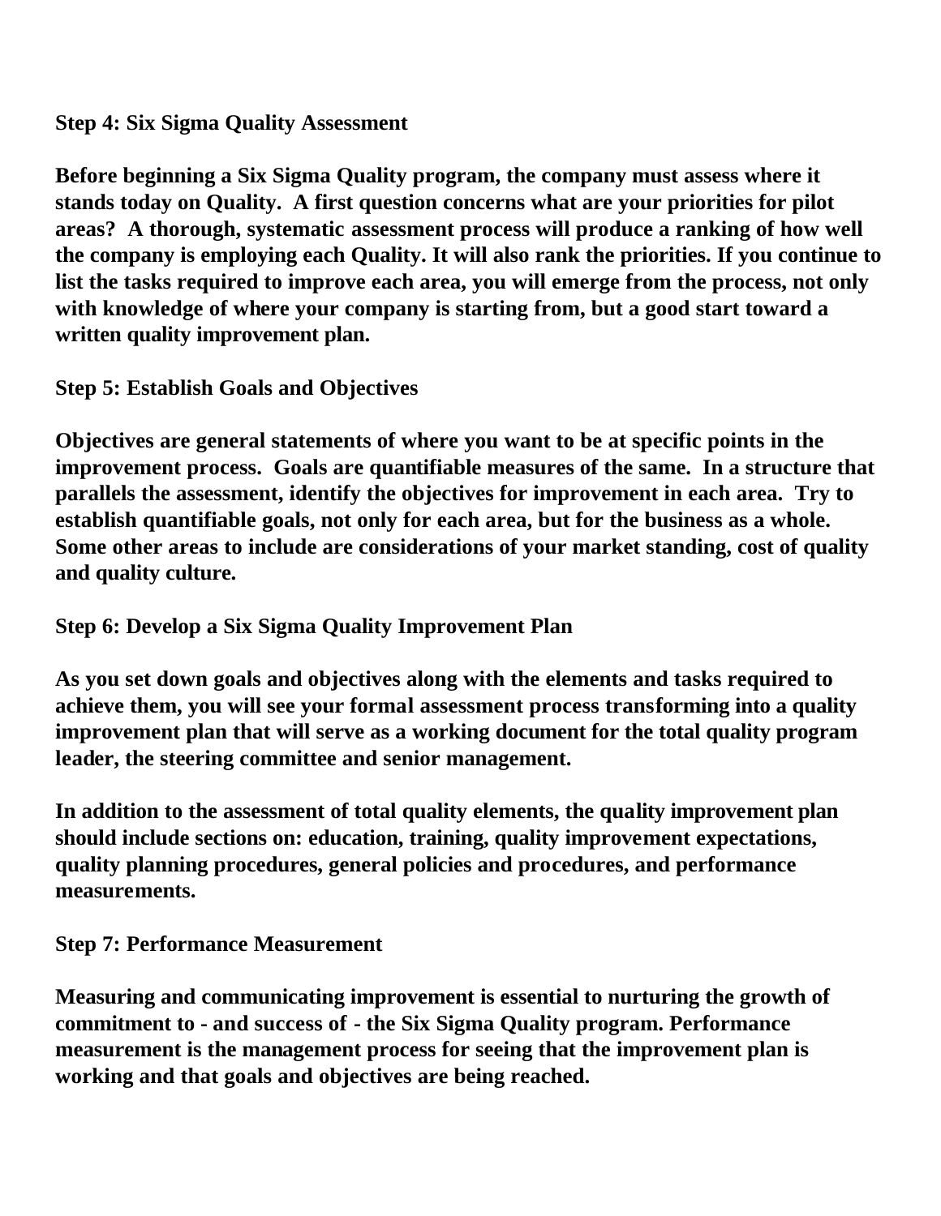**Step 4: Six Sigma Quality Assessment**

**Before beginning a Six Sigma Quality program, the company must assess where it stands today on Quality. A first question concerns what are your priorities for pilot areas? A thorough, systematic assessment process will produce a ranking of how well the company is employing each Quality. It will also rank the priorities. If you continue to list the tasks required to improve each area, you will emerge from the process, not only with knowledge of where your company is starting from, but a good start toward a written quality improvement plan.**

**Step 5: Establish Goals and Objectives**

**Objectives are general statements of where you want to be at specific points in the improvement process. Goals are quantifiable measures of the same. In a structure that parallels the assessment, identify the objectives for improvement in each area. Try to establish quantifiable goals, not only for each area, but for the business as a whole. Some other areas to include are considerations of your market standing, cost of quality and quality culture.**

**Step 6: Develop a Six Sigma Quality Improvement Plan**

**As you set down goals and objectives along with the elements and tasks required to achieve them, you will see your formal assessment process transforming into a quality improvement plan that will serve as a working document for the total quality program leader, the steering committee and senior management.**

**In addition to the assessment of total quality elements, the quality improvement plan should include sections on: education, training, quality improvement expectations, quality planning procedures, general policies and procedures, and performance measurements.**

**Step 7: Performance Measurement**

**Measuring and communicating improvement is essential to nurturing the growth of commitment to - and success of - the Six Sigma Quality program. Performance measurement is the management process for seeing that the improvement plan is working and that goals and objectives are being reached.**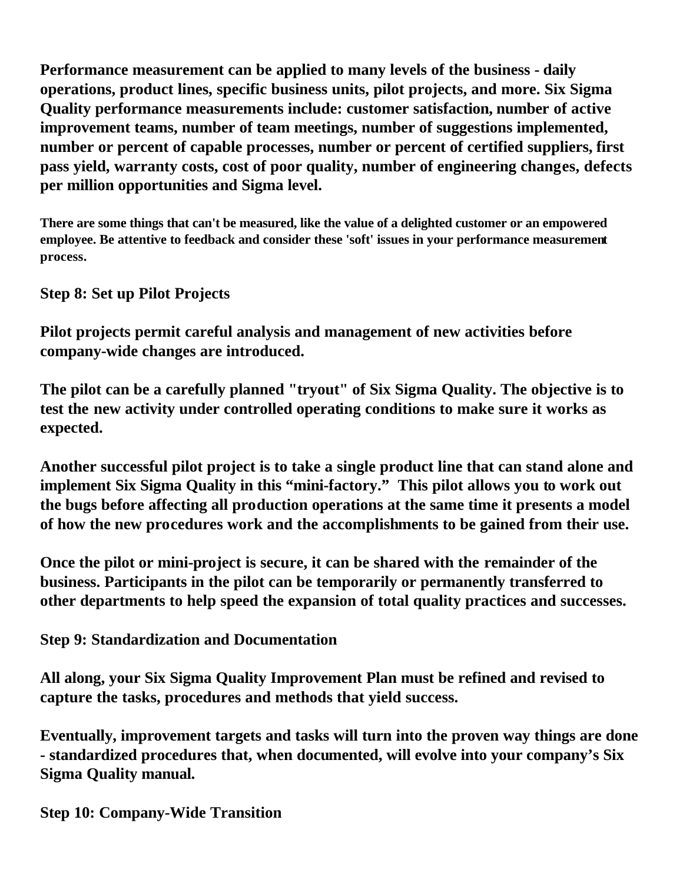**Performance measurement can be applied to many levels of the business - daily operations, product lines, specific business units, pilot projects, and more. Six Sigma Quality performance measurements include: customer satisfaction, number of active improvement teams, number of team meetings, number of suggestions implemented, number or percent of capable processes, number or percent of certified suppliers, first pass yield, warranty costs, cost of poor quality, number of engineering changes, defects per million opportunities and Sigma level.**

**There are some things that can't be measured, like the value of a delighted customer or an empowered employee. Be attentive to feedback and consider these 'soft' issues in your performance measurement process.**

**Step 8: Set up Pilot Projects**

**Pilot projects permit careful analysis and management of new activities before company-wide changes are introduced.**

**The pilot can be a carefully planned "tryout" of Six Sigma Quality. The objective is to test the new activity under controlled operating conditions to make sure it works as expected.**

**Another successful pilot project is to take a single product line that can stand alone and implement Six Sigma Quality in this "mini-factory." This pilot allows you to work out the bugs before affecting all production operations at the same time it presents a model of how the new procedures work and the accomplishments to be gained from their use.**

**Once the pilot or mini-project is secure, it can be shared with the remainder of the business. Participants in the pilot can be temporarily or permanently transferred to other departments to help speed the expansion of total quality practices and successes.**

**Step 9: Standardization and Documentation**

**All along, your Six Sigma Quality Improvement Plan must be refined and revised to capture the tasks, procedures and methods that yield success.**

**Eventually, improvement targets and tasks will turn into the proven way things are done - standardized procedures that, when documented, will evolve into your company's Six Sigma Quality manual.**

**Step 10: Company-Wide Transition**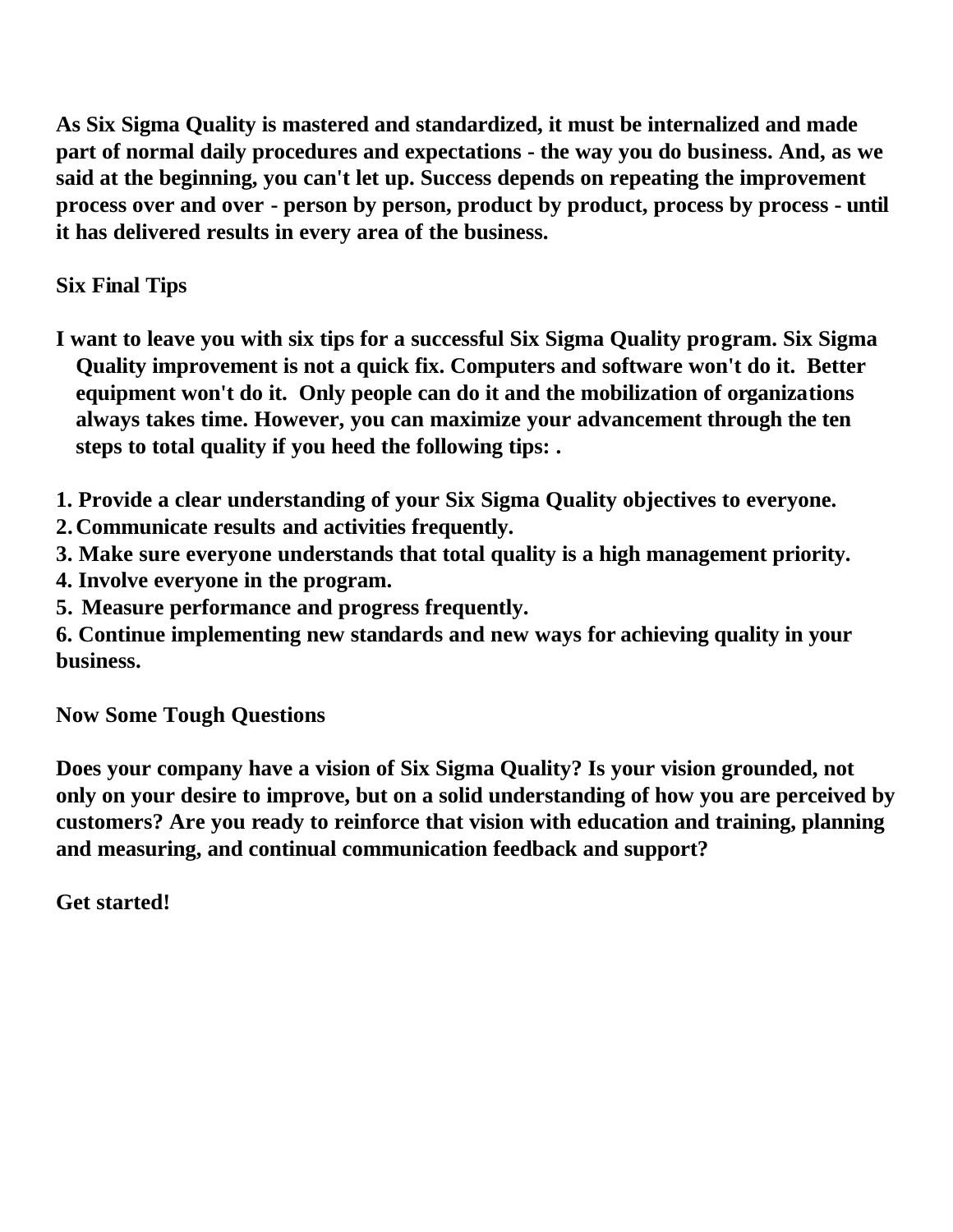**As Six Sigma Quality is mastered and standardized, it must be internalized and made part of normal daily procedures and expectations - the way you do business. And, as we said at the beginning, you can't let up. Success depends on repeating the improvement process over and over - person by person, product by product, process by process - until it has delivered results in every area of the business.**

## Six Final Tips

**I want to leave you with six tips for a successful Six Sigma Quality program. Six Sigma Quality improvement is not a quick fix. Computers and software won't do it. Better equipment won't do it. Only people can do it and the mobilization of organizations always takes time. However, you can maximize your advancement through the ten steps to total quality if you heed the following tips: .**

1. **Provide a clear understanding of your Six Sigma Quality objectives to everyone.**
2. **Communicate results and activities frequently.**
3. **Make sure everyone understands that total quality is a high management priority.**
4. **Involve everyone in the program.**
5. **Measure performance and progress frequently.**
6. **Continue implementing new standards and new ways for achieving quality in your business.**

## Now Some Tough Questions

**Does your company have a vision of Six Sigma Quality? Is your vision grounded, not only on your desire to improve, but on a solid understanding of how you are perceived by customers? Are you ready to reinforce that vision with education and training, planning and measuring, and continual communication feedback and support?**

**Get started!**